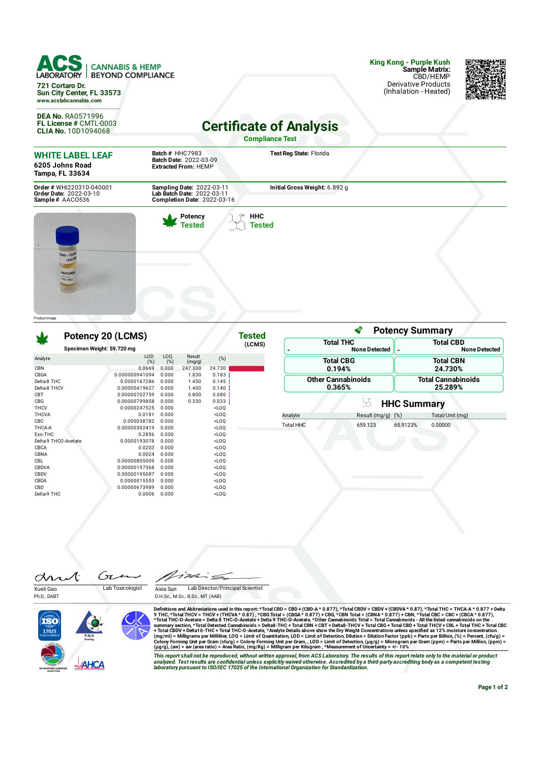**ACS LABORATORY** | CANNABIS & HEMP BEYOND COMPLIANCE

721 Cortaro Dr.
Sun City Center, FL 33573
www.acslabcannabis.com

**DEA No.** RA0571996
**FL License #** CMTL-0003
**CLIA No.** 10D1094068

**King Kong - Purple Kush**
**Sample Matrix:** CBD/HEMP Derivative Products (Inhalation - Heated)

# Certificate of Analysis

**Compliance Test**

## WHITE LABEL LEAF

6205 Johns Road
Tampa, FL 33634

**Batch #** HHC7983
**Batch Date:** 2022-03-09
**Extracted From:** HEMP

**Test Reg State:** Florida

**Order #** WHI220310-040001
**Order Date:** 2022-03-10
**Sample #** AACO536

**Sampling Date:** 2022-03-11
**Lab Batch Date:** 2022-03-11
**Completion Date:** 2022-03-16

**Initial Gross Weight:** 6.892 g

Product Image

**Potency** Tested
**HHC** Tested

## Potency 20 (LCMS) — Tested (LCMS)

**Specimen Weight:** 59.720 mg

| Analyte | LOD (%) | LOQ (%) | Result (mg/g) | (%) |
|---|---|---|---|---|
| CBN | 0.0669 | 0.000 | 247.300 | 24.730 |
| CBGA | 0.000000941094 | 0.000 | 1.830 | 0.183 |
| Delta-8 THC | 0.0000167286 | 0.000 | 1.450 | 0.145 |
| Delta-8 THCV | 0.00000419627 | 0.000 | 1.400 | 0.140 |
| CBT | 0.00000702759 | 0.000 | 0.800 | 0.080 |
| CBG | 0.00000799858 | 0.000 | 0.330 | 0.033 |
| THCV | 0.0000247525 | 0.000 | | <LOQ |
| THCVA | 0.0181 | 0.000 | | <LOQ |
| CBC | 0.000038782 | 0.000 | | <LOQ |
| THCA-A | 0.00000302419 | 0.000 | | <LOQ |
| Exo-THC | 0.2856 | 0.000 | | <LOQ |
| Delta-9 THCO-Acetate | 0.0000193078 | 0.000 | | <LOQ |
| CBCA | 0.0203 | 0.000 | | <LOQ |
| CBNA | 0.0024 | 0.000 | | <LOQ |
| CBL | 0.00000805009 | 0.000 | | <LOQ |
| CBDVA | 0.00000197368 | 0.000 | | <LOQ |
| CBDV | 0.00000195087 | 0.000 | | <LOQ |
| CBDA | 0.0000015553 | 0.000 | | <LOQ |
| CBD | 0.00000673989 | 0.000 | | <LOQ |
| Delta-9 THC | 0.0006 | 0.000 | | <LOQ |

## Potency Summary

| Total THC | Total CBD |
|---|---|
| None Detected | None Detected |

| Total CBG | Total CBN |
|---|---|
| 0.194% | 24.730% |

| Other Cannabinoids | Total Cannabinoids |
|---|---|
| 0.365% | 25.289% |

## HHC Summary

| Analyte | Result (mg/g) | (%) | Total/Unit (mg) |
|---|---|---|---|
| Total HHC | 659.123 | 65.9123% | 0.00000 |

Xueli Gao, Ph.D., DABT — Lab Toxicologist

Aixia Sun, D.H.Sc., M.Sc., B.Sc., MT (AAB) — Lab Director/Principal Scientist

Definitions and Abbreviations used in this report: *Total CBD = CBD + (CBD-A * 0.877), *Total CBDV = CBDV + (CBDVA * 0.87), *Total THC = THCA-A * 0.877 + Delta 9 THC, *Total THCV = THCV + (THCVA * 0.87) , *CBG Total = (CBGA * 0.877) + CBG, *CBN Total = (CBNA * 0.877) + CBN, *Total CBC = CBC + (CBCA * 0.877), *Total THC-O-Acetate = Delta 8 THC-O-Acetate + Delta 9 THC-O-Acetate, *Other Cannabinoids Total = Total Cannabinoids - All the listed cannabinoids on the summary section, *Total Detected Cannabinoids = Delta8-THC + Total CBN + CBT + Delta8-THCV + Total CBG + Total CBD + Total THCV + CBL + Total THC + Total CBC + Total CBDV + Delta10-THC + Total THC-O-Acetate, *Analyte Details above show the Dry Weight Concentrations unless specified as 12% moisture concentration. (mg/ml) = Milligrams per Milliliter, LOQ = Limit of Quantitation, LOD = Limit of Detection, Dilution = Dilution Factor (ppb) = Parts per Billion, (%) = Percent, (cfu/g) = Colony Forming Unit per Gram (cfu/g) = Colony Forming Unit per Gram, , LOD = Limit of Detection, (µg/g) = Microgram per Gram (ppm) = Parts per Million, (ppm) = (µg/g), (aw) = aw (area ratio) = Area Ratio, (mg/Kg) = Milligram per Kilogram , *Measurement of Uncertainty = +/- 10%

*This report shall not be reproduced, without written approval, from ACS Laboratory. The results of this report relate only to the material or product analyzed. Test results are confidential unless explicitly waived otherwise. Accredited by a third-party accrediting body as a competent testing laboratory pursuant to ISO/IEC 17025 of the International Organization for Standardization.*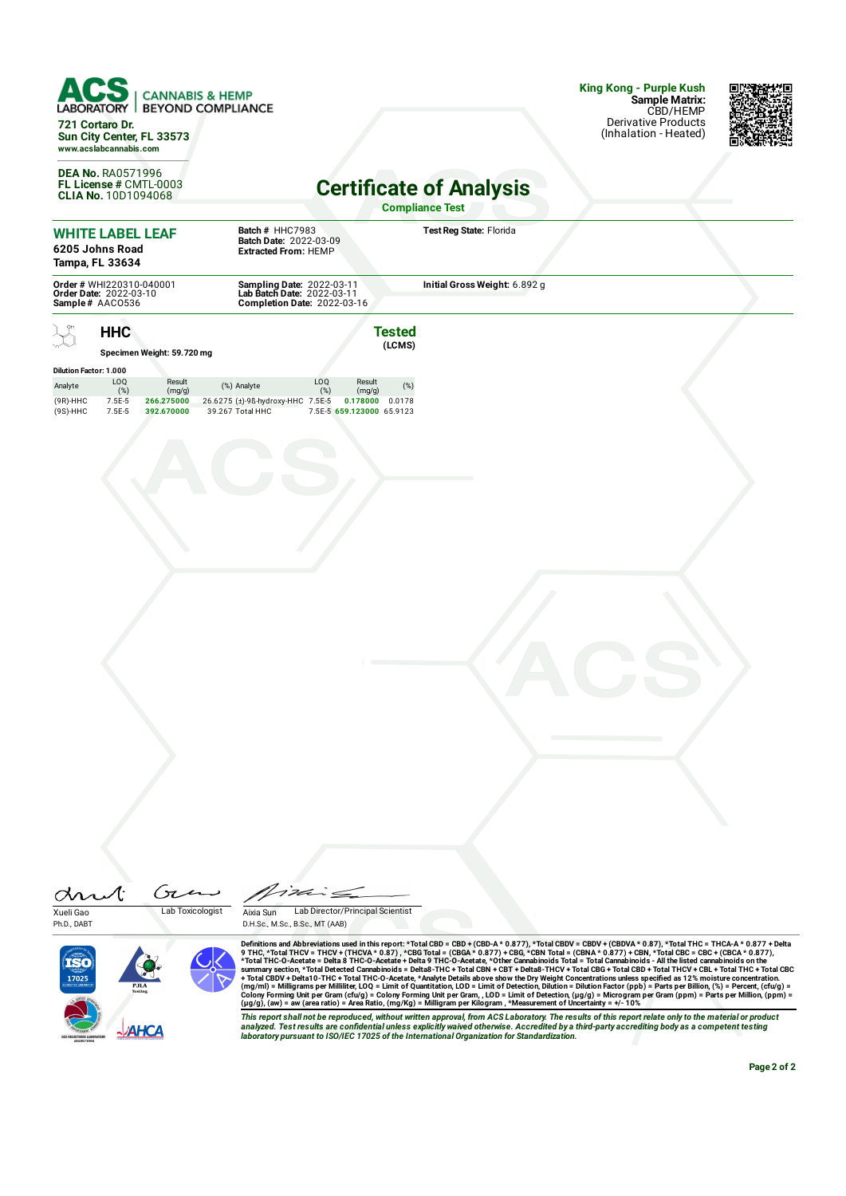**ACS LABORATORY** | CANNABIS & HEMP BEYOND COMPLIANCE

721 Cortaro Dr.
Sun City Center, FL 33573
www.acslabcannabis.com

**DEA No.** RA0571996
**FL License #** CMTL-0003
**CLIA No.** 10D1094068

**King Kong - Purple Kush**
**Sample Matrix:**
CBD/HEMP
Derivative Products
(Inhalation - Heated)

# Certificate of Analysis

**Compliance Test**

## WHITE LABEL LEAF

**6205 Johns Road**
**Tampa, FL 33634**

**Batch #** HHC7983
**Batch Date:** 2022-03-09
**Extracted From:** HEMP

**Test Reg State:** Florida

**Order #** WHI220310-040001
**Order Date:** 2022-03-10
**Sample #** AACO536

**Sampling Date:** 2022-03-11
**Lab Batch Date:** 2022-03-11
**Completion Date:** 2022-03-16

**Initial Gross Weight:** 6.892 g

### HHC

**Tested (LCMS)**

**Specimen Weight: 59.720 mg**

**Dilution Factor: 1.000**

| Analyte | LOQ (%) | Result (mg/g) | (%) | Analyte | LOQ (%) | Result (mg/g) | (%) |
|---|---|---|---|---|---|---|---|
| (9R)-HHC | 7.5E-5 | 266.275000 | 26.6275 | (±)-9ß-hydroxy-HHC | 7.5E-5 | 0.178000 | 0.0178 |
| (9S)-HHC | 7.5E-5 | 392.670000 | 39.267 | Total HHC | 7.5E-5 | 659.123000 | 65.9123 |

Xueli Gao
Ph.D., DABT
Lab Toxicologist

Aixia Sun
D.H.Sc., M.Sc., B.Sc., MT (AAB)
Lab Director/Principal Scientist

Definitions and Abbreviations used in this report: *Total CBD = CBD + (CBD-A * 0.877), *Total CBDV = CBDV + (CBDVA * 0.87), *Total THC = THCA-A * 0.877 + Delta 9 THC, *Total THCV = THCV + (THCVA * 0.87) , *CBG Total = (CBGA * 0.877) + CBG, *CBN Total = (CBNA * 0.877) + CBN, *Total CBC = CBC + (CBCA * 0.877), *Total THC-O-Acetate = Delta 8 THC-O-Acetate + Delta 9 THC-O-Acetate, *Other Cannabinoids Total = Total Cannabinoids - All the listed cannabinoids on the summary section, *Total Detected Cannabinoids = Delta8-THC + Total CBN + CBT + Delta8-THCV + Total CBG + Total CBD + Total THCV + CBL + Total THC + Total CBC + Total CBDV + Delta10-THC + Total THC-O-Acetate, *Analyte Details above show the Dry Weight Concentrations unless specified as 12% moisture concentration. (mg/ml) = Milligrams per Milliliter, LOQ = Limit of Quantitation, LOD = Limit of Detection, Dilution = Dilution Factor (ppb) = Parts per Billion, (%) = Percent, (cfu/g) = Colony Forming Unit per Gram (cfu/g) = Colony Forming Unit per Gram, , LOD = Limit of Detection, (µg/g) = Microgram per Gram (ppm) = Parts per Million, (ppm) = (µg/g), (aw) = aw (area ratio) = Area Ratio, (mg/Kg) = Milligram per Kilogram , *Measurement of Uncertainty = +/- 10%

*This report shall not be reproduced, without written approval, from ACS Laboratory. The results of this report relate only to the material or product analyzed. Test results are confidential unless explicitly waived otherwise. Accredited by a third-party accrediting body as a competent testing laboratory pursuant to ISO/IEC 17025 of the International Organization for Standardization.*